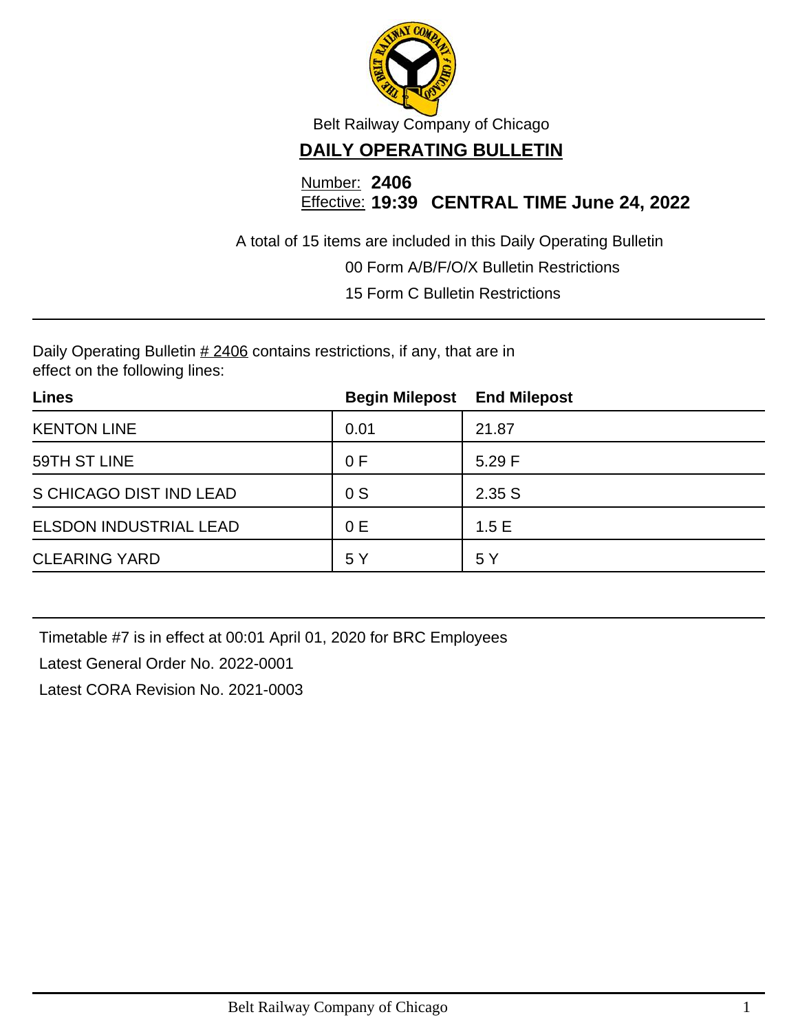Belt Railway Company of Chicago

# DAILY OPERATING BULLETIN

Number: **2406**
Effective: **19:39 CENTRAL TIME June 24, 2022**

A total of 15 items are included in this Daily Operating Bulletin

00 Form A/B/F/O/X Bulletin Restrictions

15 Form C Bulletin Restrictions

---

Daily Operating Bulletin # 2406 contains restrictions, if any, that are in effect on the following lines:

| Lines | Begin Milepost | End Milepost |
|---|---|---|
| KENTON LINE | 0.01 | 21.87 |
| 59TH ST LINE | 0 F | 5.29 F |
| S CHICAGO DIST IND LEAD | 0 S | 2.35 S |
| ELSDON INDUSTRIAL LEAD | 0 E | 1.5 E |
| CLEARING YARD | 5 Y | 5 Y |

---

Timetable #7 is in effect at 00:01 April 01, 2020 for BRC Employees

Latest General Order No. 2022-0001

Latest CORA Revision No. 2021-0003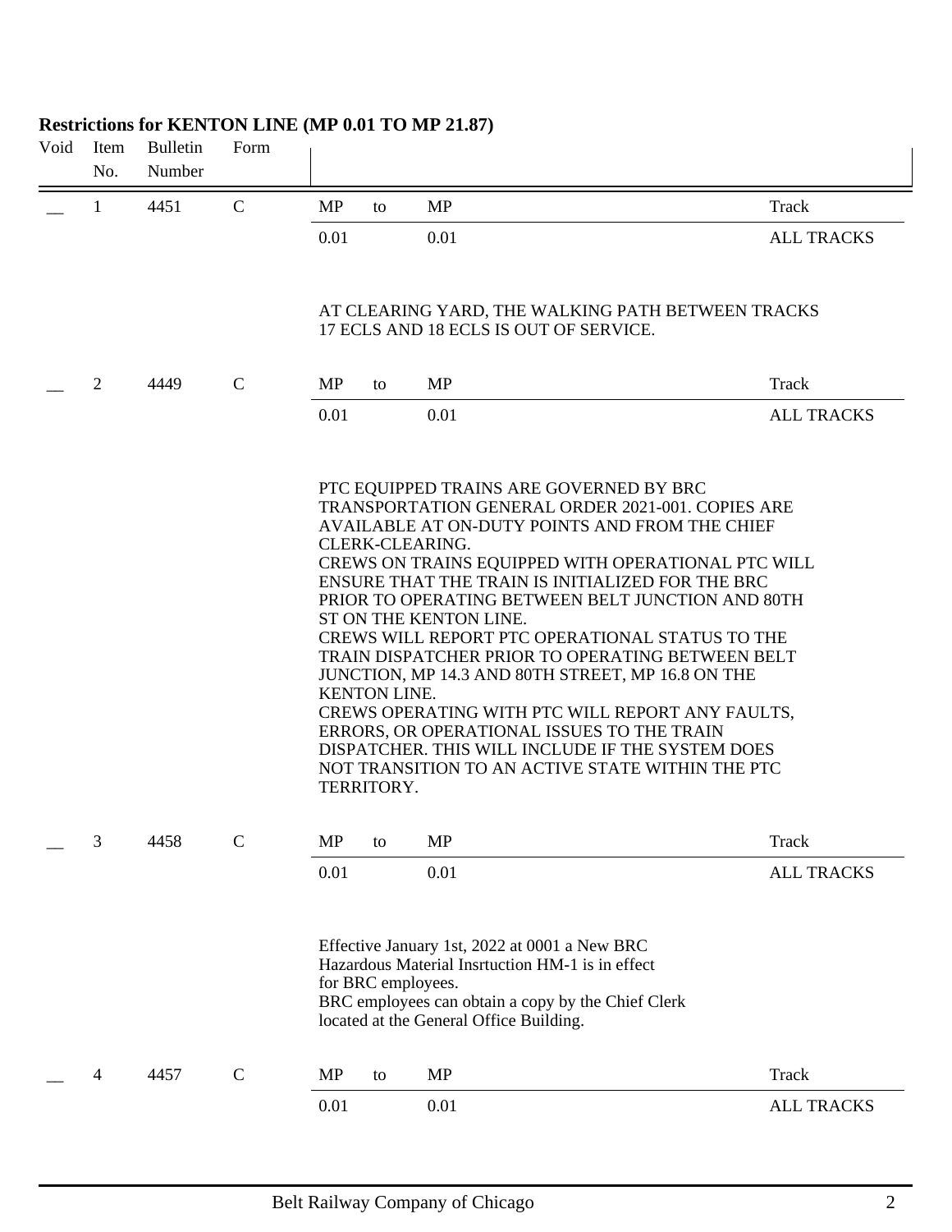## Restrictions for KENTON LINE (MP 0.01 TO MP 21.87)

| Void | Item No. | Bulletin Number | Form | | | | |
|---|---|---|---|---|---|---|---|
| __ | 1 | 4451 | C | MP | to | MP | Track |
| | | | | 0.01 | | 0.01 | ALL TRACKS |

AT CLEARING YARD, THE WALKING PATH BETWEEN TRACKS 17 ECLS AND 18 ECLS IS OUT OF SERVICE.

| Void | Item No. | Bulletin Number | Form | | | | |
|---|---|---|---|---|---|---|---|
| __ | 2 | 4449 | C | MP | to | MP | Track |
| | | | | 0.01 | | 0.01 | ALL TRACKS |

PTC EQUIPPED TRAINS ARE GOVERNED BY BRC TRANSPORTATION GENERAL ORDER 2021-001. COPIES ARE AVAILABLE AT ON-DUTY POINTS AND FROM THE CHIEF CLERK-CLEARING.
CREWS ON TRAINS EQUIPPED WITH OPERATIONAL PTC WILL ENSURE THAT THE TRAIN IS INITIALIZED FOR THE BRC PRIOR TO OPERATING BETWEEN BELT JUNCTION AND 80TH ST ON THE KENTON LINE.
CREWS WILL REPORT PTC OPERATIONAL STATUS TO THE TRAIN DISPATCHER PRIOR TO OPERATING BETWEEN BELT JUNCTION, MP 14.3 AND 80TH STREET, MP 16.8 ON THE KENTON LINE.
CREWS OPERATING WITH PTC WILL REPORT ANY FAULTS, ERRORS, OR OPERATIONAL ISSUES TO THE TRAIN DISPATCHER. THIS WILL INCLUDE IF THE SYSTEM DOES NOT TRANSITION TO AN ACTIVE STATE WITHIN THE PTC TERRITORY.

| Void | Item No. | Bulletin Number | Form | | | | |
|---|---|---|---|---|---|---|---|
| __ | 3 | 4458 | C | MP | to | MP | Track |
| | | | | 0.01 | | 0.01 | ALL TRACKS |

Effective January 1st, 2022 at 0001 a New BRC Hazardous Material Insrtuction HM-1 is in effect for BRC employees.
BRC employees can obtain a copy by the Chief Clerk located at the General Office Building.

| Void | Item No. | Bulletin Number | Form | | | | |
|---|---|---|---|---|---|---|---|
| __ | 4 | 4457 | C | MP | to | MP | Track |
| | | | | 0.01 | | 0.01 | ALL TRACKS |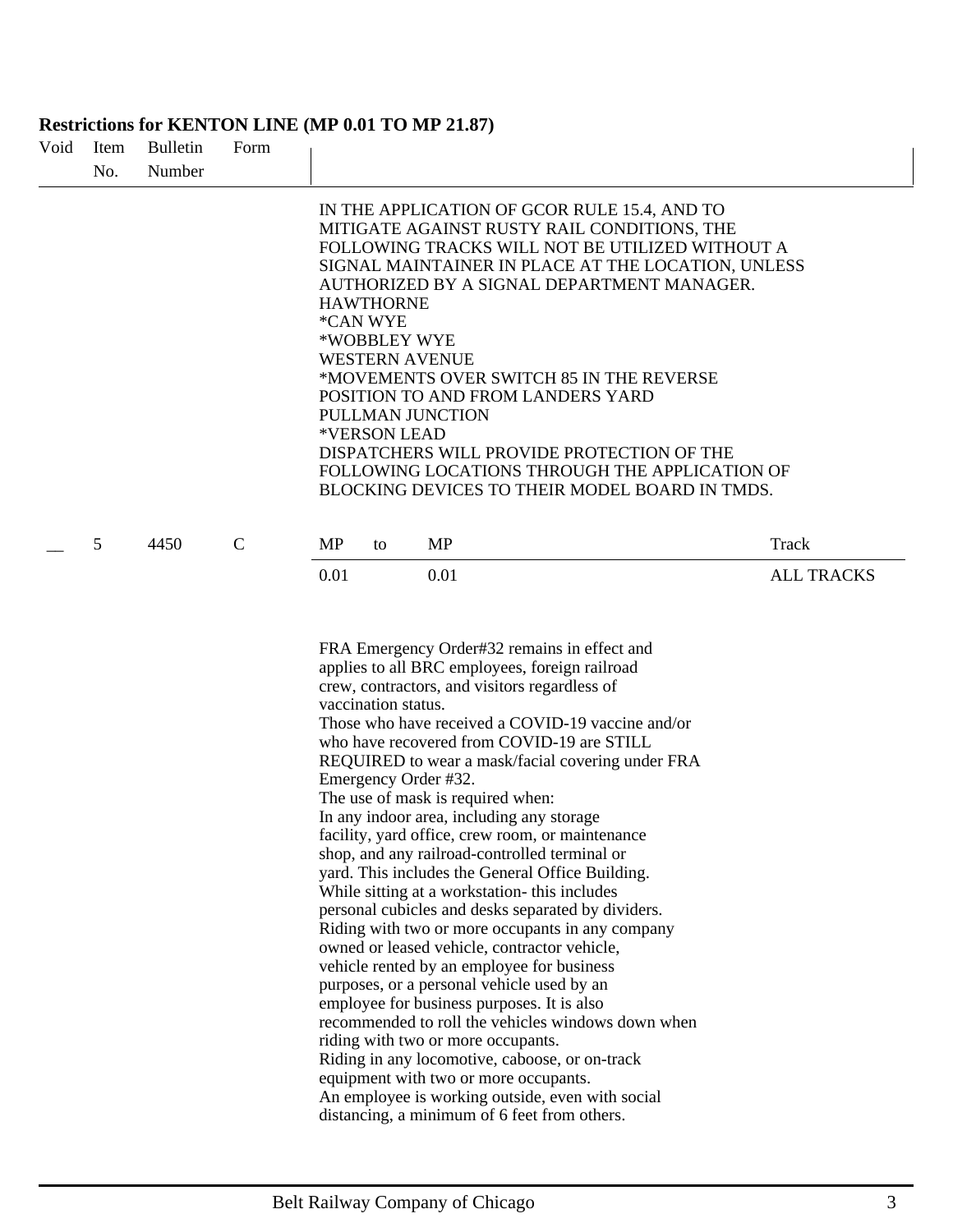## Restrictions for KENTON LINE (MP 0.01 TO MP 21.87)

| Void | Item No. | Bulletin Number | Form | |
|---|---|---|---|---|

IN THE APPLICATION OF GCOR RULE 15.4, AND TO MITIGATE AGAINST RUSTY RAIL CONDITIONS, THE FOLLOWING TRACKS WILL NOT BE UTILIZED WITHOUT A SIGNAL MAINTAINER IN PLACE AT THE LOCATION, UNLESS AUTHORIZED BY A SIGNAL DEPARTMENT MANAGER.
HAWTHORNE
*CAN WYE
*WOBBLEY WYE
WESTERN AVENUE
*MOVEMENTS OVER SWITCH 85 IN THE REVERSE POSITION TO AND FROM LANDERS YARD
PULLMAN JUNCTION
*VERSON LEAD
DISPATCHERS WILL PROVIDE PROTECTION OF THE FOLLOWING LOCATIONS THROUGH THE APPLICATION OF BLOCKING DEVICES TO THEIR MODEL BOARD IN TMDS.

| Void | Item No. | Bulletin Number | Form | MP | to | MP | Track |
|---|---|---|---|---|---|---|---|
| __ | 5 | 4450 | C | 0.01 | | 0.01 | ALL TRACKS |

FRA Emergency Order#32 remains in effect and applies to all BRC employees, foreign railroad crew, contractors, and visitors regardless of vaccination status.
Those who have received a COVID-19 vaccine and/or who have recovered from COVID-19 are STILL REQUIRED to wear a mask/facial covering under FRA Emergency Order #32.
The use of mask is required when:
In any indoor area, including any storage facility, yard office, crew room, or maintenance shop, and any railroad-controlled terminal or yard. This includes the General Office Building.
While sitting at a workstation- this includes personal cubicles and desks separated by dividers.
Riding with two or more occupants in any company owned or leased vehicle, contractor vehicle, vehicle rented by an employee for business purposes, or a personal vehicle used by an employee for business purposes. It is also recommended to roll the vehicles windows down when riding with two or more occupants.
Riding in any locomotive, caboose, or on-track equipment with two or more occupants.
An employee is working outside, even with social distancing, a minimum of 6 feet from others.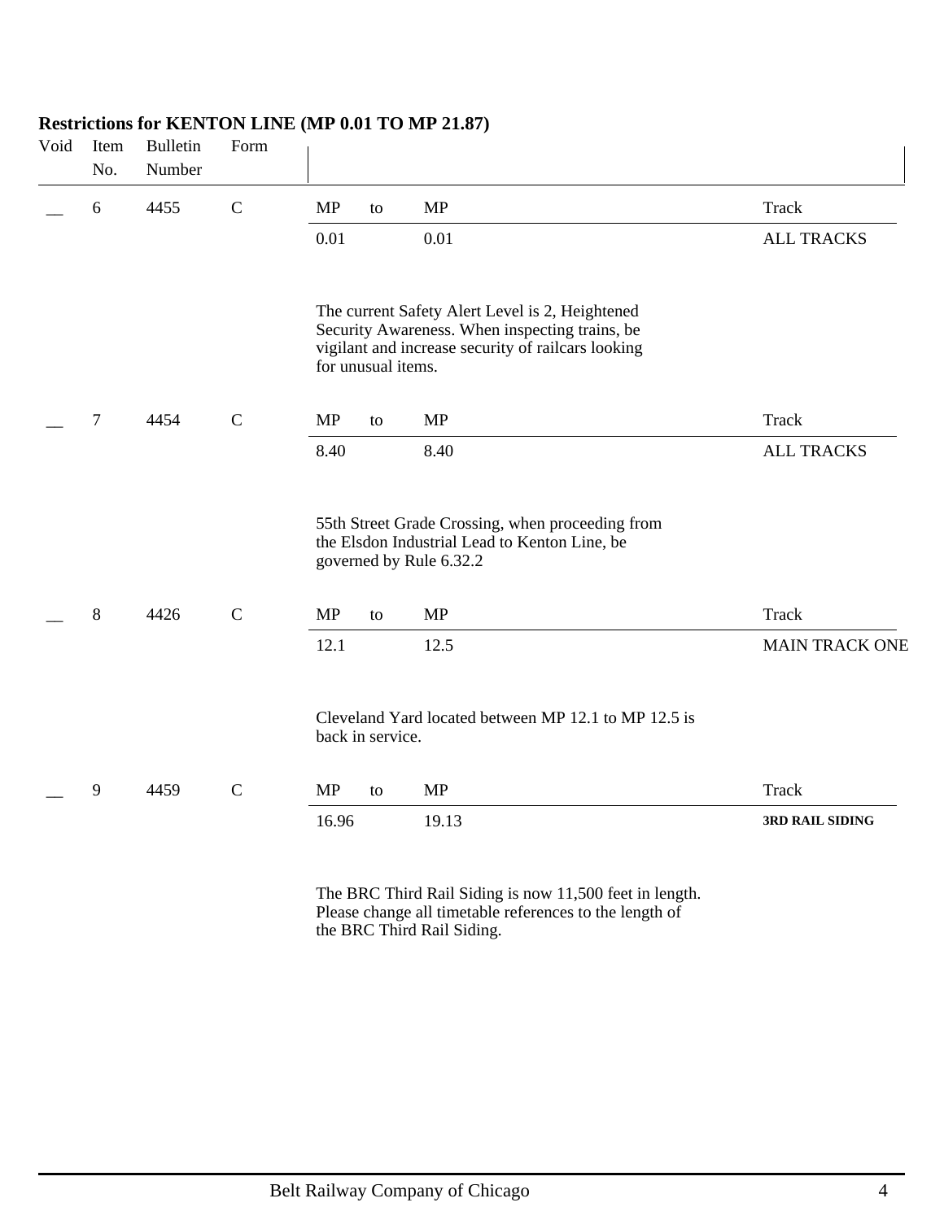**Restrictions for KENTON LINE (MP 0.01 TO MP 21.87)**

| Void | Item No. | Bulletin Number | Form | MP | to | MP | Track |
|---|---|---|---|---|---|---|---|
| __ | 6 | 4455 | C | 0.01 | | 0.01 | ALL TRACKS |

The current Safety Alert Level is 2, Heightened Security Awareness. When inspecting trains, be vigilant and increase security of railcars looking for unusual items.

| Void | Item No. | Bulletin Number | Form | MP | to | MP | Track |
|---|---|---|---|---|---|---|---|
| __ | 7 | 4454 | C | 8.40 | | 8.40 | ALL TRACKS |

55th Street Grade Crossing, when proceeding from the Elsdon Industrial Lead to Kenton Line, be governed by Rule 6.32.2

| Void | Item No. | Bulletin Number | Form | MP | to | MP | Track |
|---|---|---|---|---|---|---|---|
| __ | 8 | 4426 | C | 12.1 | | 12.5 | MAIN TRACK ONE |

Cleveland Yard located between MP 12.1 to MP 12.5 is back in service.

| Void | Item No. | Bulletin Number | Form | MP | to | MP | Track |
|---|---|---|---|---|---|---|---|
| __ | 9 | 4459 | C | 16.96 | | 19.13 | 3RD RAIL SIDING |

The BRC Third Rail Siding is now 11,500 feet in length. Please change all timetable references to the length of the BRC Third Rail Siding.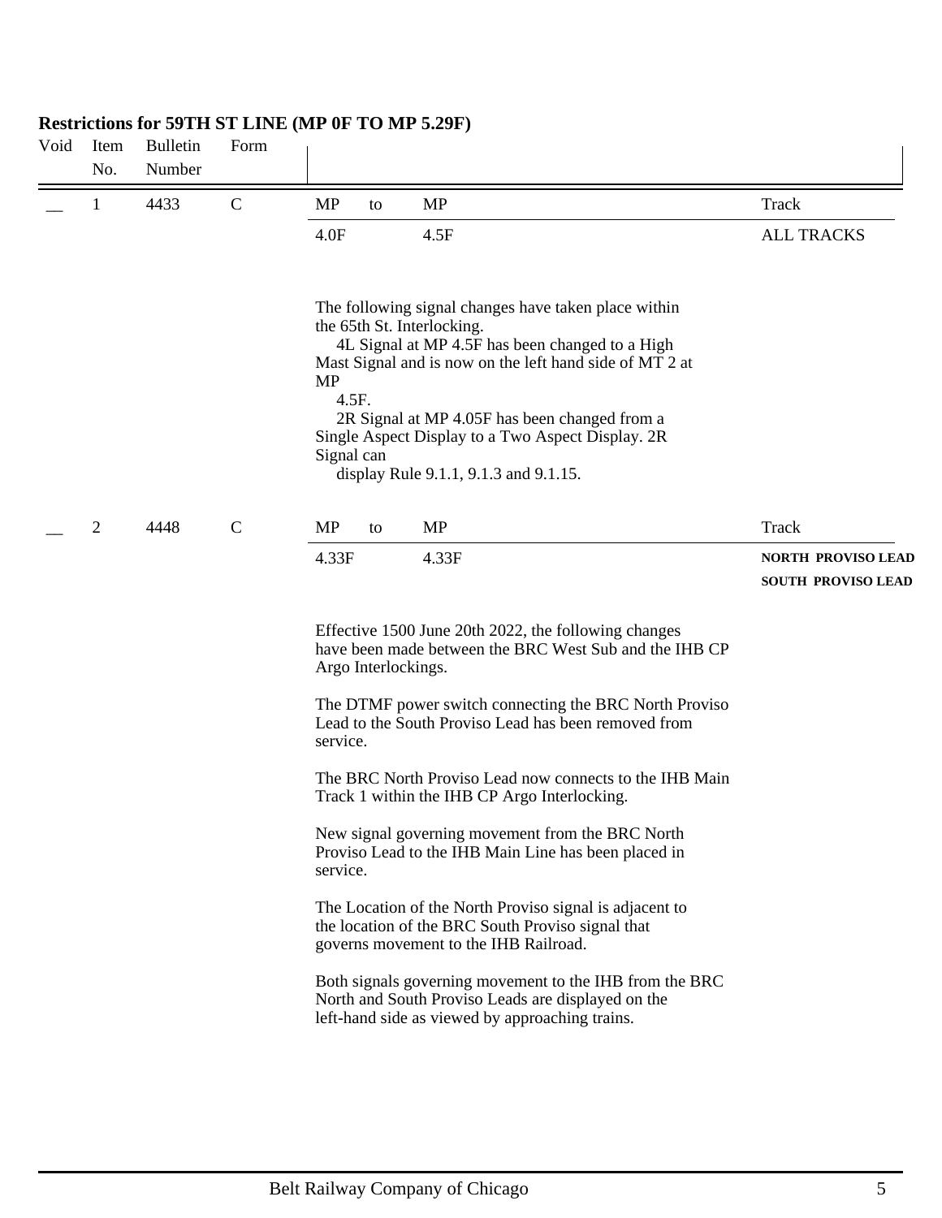**Restrictions for 59TH ST LINE (MP 0F TO MP 5.29F)**

| Void | Item No. | Bulletin Number | Form | MP | to | MP | Track |
|---|---|---|---|---|---|---|---|
| __ | 1 | 4433 | C | 4.0F | | 4.5F | ALL TRACKS |

The following signal changes have taken place within the 65th St. Interlocking.
4L Signal at MP 4.5F has been changed to a High Mast Signal and is now on the left hand side of MT 2 at MP 4.5F.
2R Signal at MP 4.05F has been changed from a Single Aspect Display to a Two Aspect Display. 2R Signal can display Rule 9.1.1, 9.1.3 and 9.1.15.

| Void | Item No. | Bulletin Number | Form | MP | to | MP | Track |
|---|---|---|---|---|---|---|---|
| __ | 2 | 4448 | C | 4.33F | | 4.33F | NORTH PROVISO LEAD<br>SOUTH PROVISO LEAD |

Effective 1500 June 20th 2022, the following changes have been made between the BRC West Sub and the IHB CP Argo Interlockings.

The DTMF power switch connecting the BRC North Proviso Lead to the South Proviso Lead has been removed from service.

The BRC North Proviso Lead now connects to the IHB Main Track 1 within the IHB CP Argo Interlocking.

New signal governing movement from the BRC North Proviso Lead to the IHB Main Line has been placed in service.

The Location of the North Proviso signal is adjacent to the location of the BRC South Proviso signal that governs movement to the IHB Railroad.

Both signals governing movement to the IHB from the BRC North and South Proviso Leads are displayed on the left-hand side as viewed by approaching trains.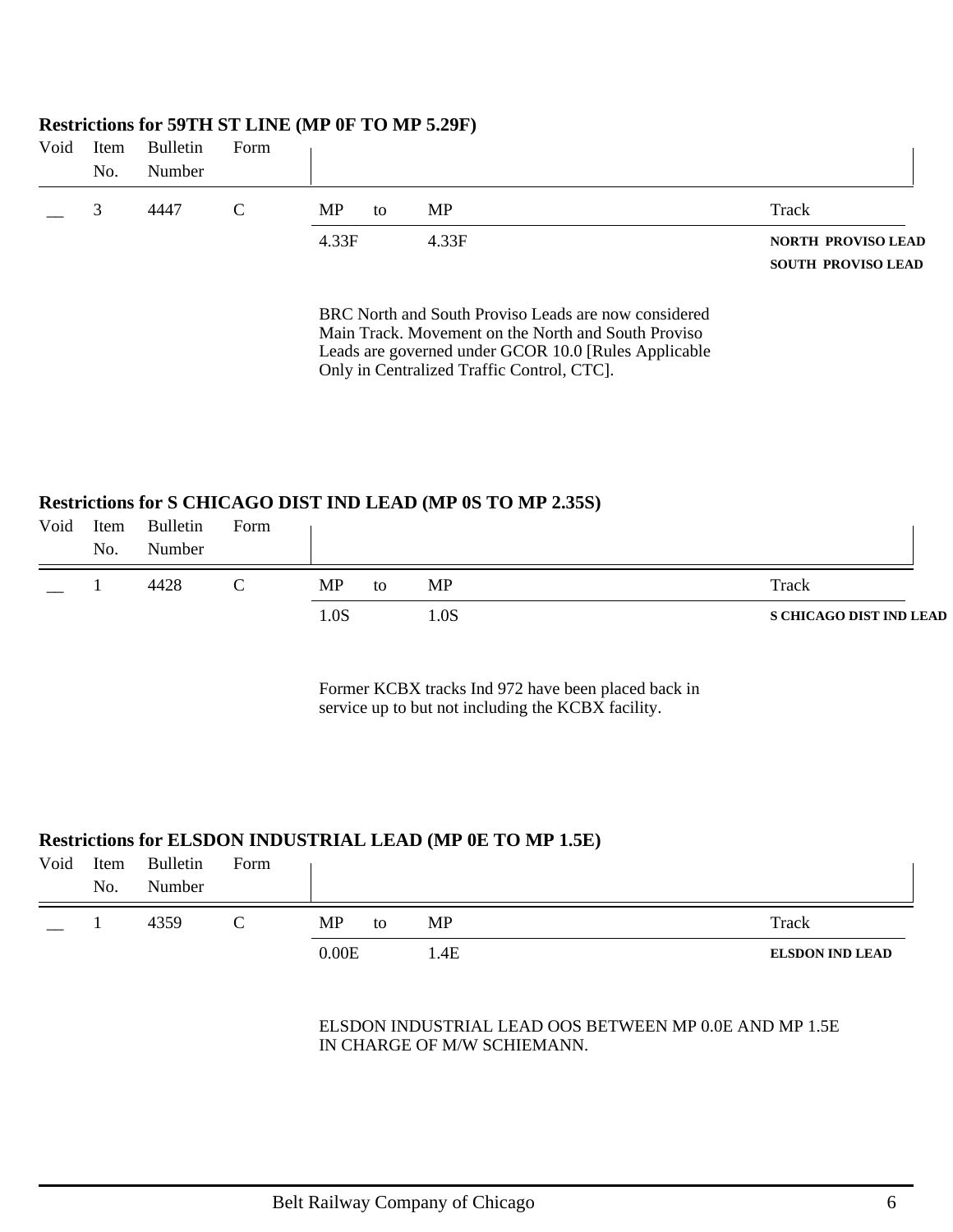### Restrictions for 59TH ST LINE (MP 0F TO MP 5.29F)

| Void | Item No. | Bulletin Number | Form | MP | to | MP | Track |
|---|---|---|---|---|---|---|---|
| __ | 3 | 4447 | C | 4.33F | | 4.33F | NORTH PROVISO LEAD<br>SOUTH PROVISO LEAD |

BRC North and South Proviso Leads are now considered Main Track. Movement on the North and South Proviso Leads are governed under GCOR 10.0 [Rules Applicable Only in Centralized Traffic Control, CTC].

### Restrictions for S CHICAGO DIST IND LEAD (MP 0S TO MP 2.35S)

| Void | Item No. | Bulletin Number | Form | MP | to | MP | Track |
|---|---|---|---|---|---|---|---|
| __ | 1 | 4428 | C | 1.0S | | 1.0S | S CHICAGO DIST IND LEAD |

Former KCBX tracks Ind 972 have been placed back in service up to but not including the KCBX facility.

### Restrictions for ELSDON INDUSTRIAL LEAD (MP 0E TO MP 1.5E)

| Void | Item No. | Bulletin Number | Form | MP | to | MP | Track |
|---|---|---|---|---|---|---|---|
| __ | 1 | 4359 | C | 0.00E | | 1.4E | ELSDON IND LEAD |

ELSDON INDUSTRIAL LEAD OOS BETWEEN MP 0.0E AND MP 1.5E IN CHARGE OF M/W SCHIEMANN.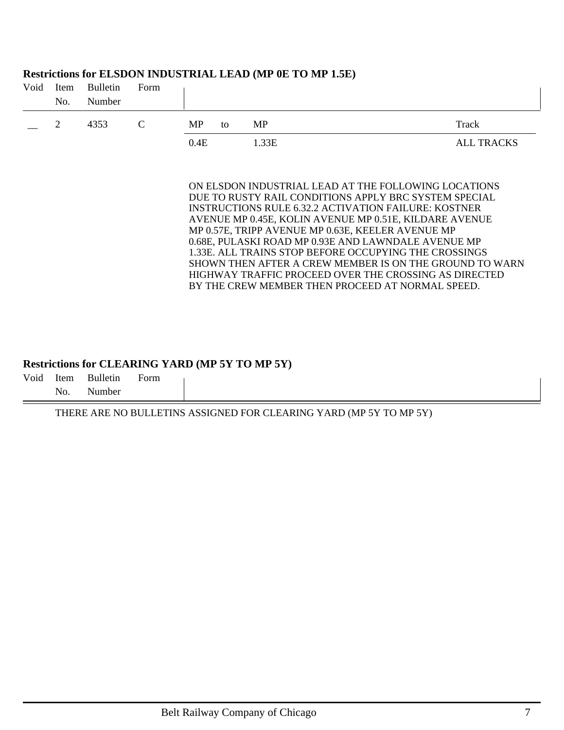### Restrictions for ELSDON INDUSTRIAL LEAD (MP 0E TO MP 1.5E)

| Void | Item No. | Bulletin Number | Form | MP | to | MP | Track |
|---|---|---|---|---|---|---|---|
| __ | 2 | 4353 | C | 0.4E | | 1.33E | ALL TRACKS |

ON ELSDON INDUSTRIAL LEAD AT THE FOLLOWING LOCATIONS DUE TO RUSTY RAIL CONDITIONS APPLY BRC SYSTEM SPECIAL INSTRUCTIONS RULE 6.32.2 ACTIVATION FAILURE: KOSTNER AVENUE MP 0.45E, KOLIN AVENUE MP 0.51E, KILDARE AVENUE MP 0.57E, TRIPP AVENUE MP 0.63E, KEELER AVENUE MP 0.68E, PULASKI ROAD MP 0.93E AND LAWNDALE AVENUE MP 1.33E. ALL TRAINS STOP BEFORE OCCUPYING THE CROSSINGS SHOWN THEN AFTER A CREW MEMBER IS ON THE GROUND TO WARN HIGHWAY TRAFFIC PROCEED OVER THE CROSSING AS DIRECTED BY THE CREW MEMBER THEN PROCEED AT NORMAL SPEED.

### Restrictions for CLEARING YARD (MP 5Y TO MP 5Y)

| Void | Item No. | Bulletin Number | Form | |
|---|---|---|---|---|

THERE ARE NO BULLETINS ASSIGNED FOR CLEARING YARD (MP 5Y TO MP 5Y)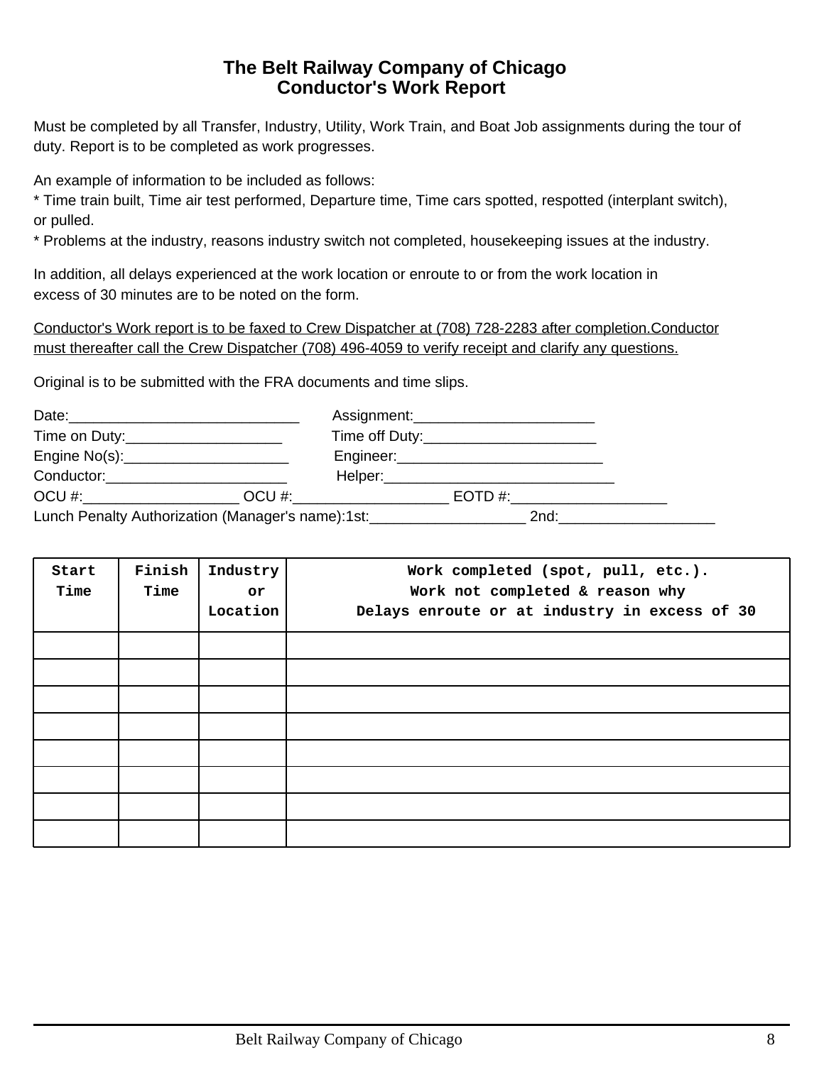# The Belt Railway Company of Chicago
# Conductor's Work Report

Must be completed by all Transfer, Industry, Utility, Work Train, and Boat Job assignments during the tour of duty. Report is to be completed as work progresses.

An example of information to be included as follows:
* Time train built, Time air test performed, Departure time, Time cars spotted, respotted (interplant switch), or pulled.
* Problems at the industry, reasons industry switch not completed, housekeeping issues at the industry.

In addition, all delays experienced at the work location or enroute to or from the work location in excess of 30 minutes are to be noted on the form.

<u>Conductor's Work report is to be faxed to Crew Dispatcher at (708) 728-2283 after completion.Conductor must thereafter call the Crew Dispatcher (708) 496-4059 to verify receipt and clarify any questions.</u>

Original is to be submitted with the FRA documents and time slips.

Date:____________________________ Assignment:______________________
Time on Duty:___________________ Time off Duty:_____________________
Engine No(s):____________________ Engineer:__________________________
Conductor:______________________ Helper:____________________________
OCU #:___________________ OCU #:___________________ EOTD #:___________________
Lunch Penalty Authorization (Manager's name):1st:___________________ 2nd:___________________

| Start Time | Finish Time | Industry or Location | Work completed (spot, pull, etc.). Work not completed & reason why Delays enroute or at industry in excess of 30 |
|---|---|---|---|
| | | | |
| | | | |
| | | | |
| | | | |
| | | | |
| | | | |
| | | | |
| | | | |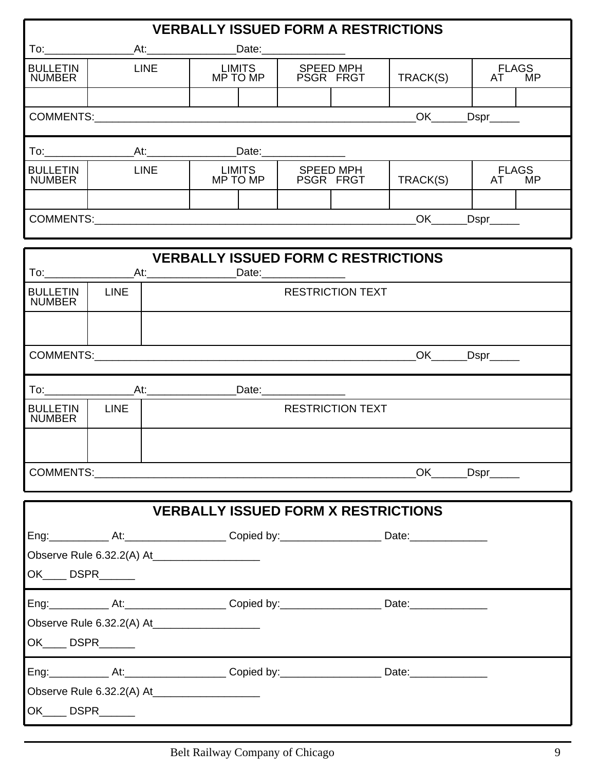## VERBALLY ISSUED FORM A RESTRICTIONS

To:_______________At:_______________Date:______________

| BULLETIN NUMBER | LINE | LIMITS MP TO MP | | SPEED MPH PSGR FRGT | | TRACK(S) | FLAGS AT MP | |
|---|---|---|---|---|---|---|---|---|
| | | | | | | | | |

COMMENTS:________________________________________________________OK______Dspr_____

To:_______________At:_______________Date:______________

| BULLETIN NUMBER | LINE | LIMITS MP TO MP | | SPEED MPH PSGR FRGT | | TRACK(S) | FLAGS AT MP | |
|---|---|---|---|---|---|---|---|---|
| | | | | | | | | |

COMMENTS:________________________________________________________OK______Dspr_____

## VERBALLY ISSUED FORM C RESTRICTIONS

To:_______________At:_______________Date:______________

| BULLETIN NUMBER | LINE | RESTRICTION TEXT |
|---|---|---|
| | | |

COMMENTS:________________________________________________________OK______Dspr_____

To:_______________At:_______________Date:______________

| BULLETIN NUMBER | LINE | RESTRICTION TEXT |
|---|---|---|
| | | |

COMMENTS:________________________________________________________OK______Dspr_____

## VERBALLY ISSUED FORM X RESTRICTIONS

Eng:__________ At:_________________ Copied by:_________________ Date:_____________

Observe Rule 6.32.2(A) At__________________

OK____ DSPR______

Eng:__________ At:_________________ Copied by:_________________ Date:_____________

Observe Rule 6.32.2(A) At__________________

OK____ DSPR______

Eng:__________ At:_________________ Copied by:_________________ Date:_____________

Observe Rule 6.32.2(A) At__________________

OK____ DSPR______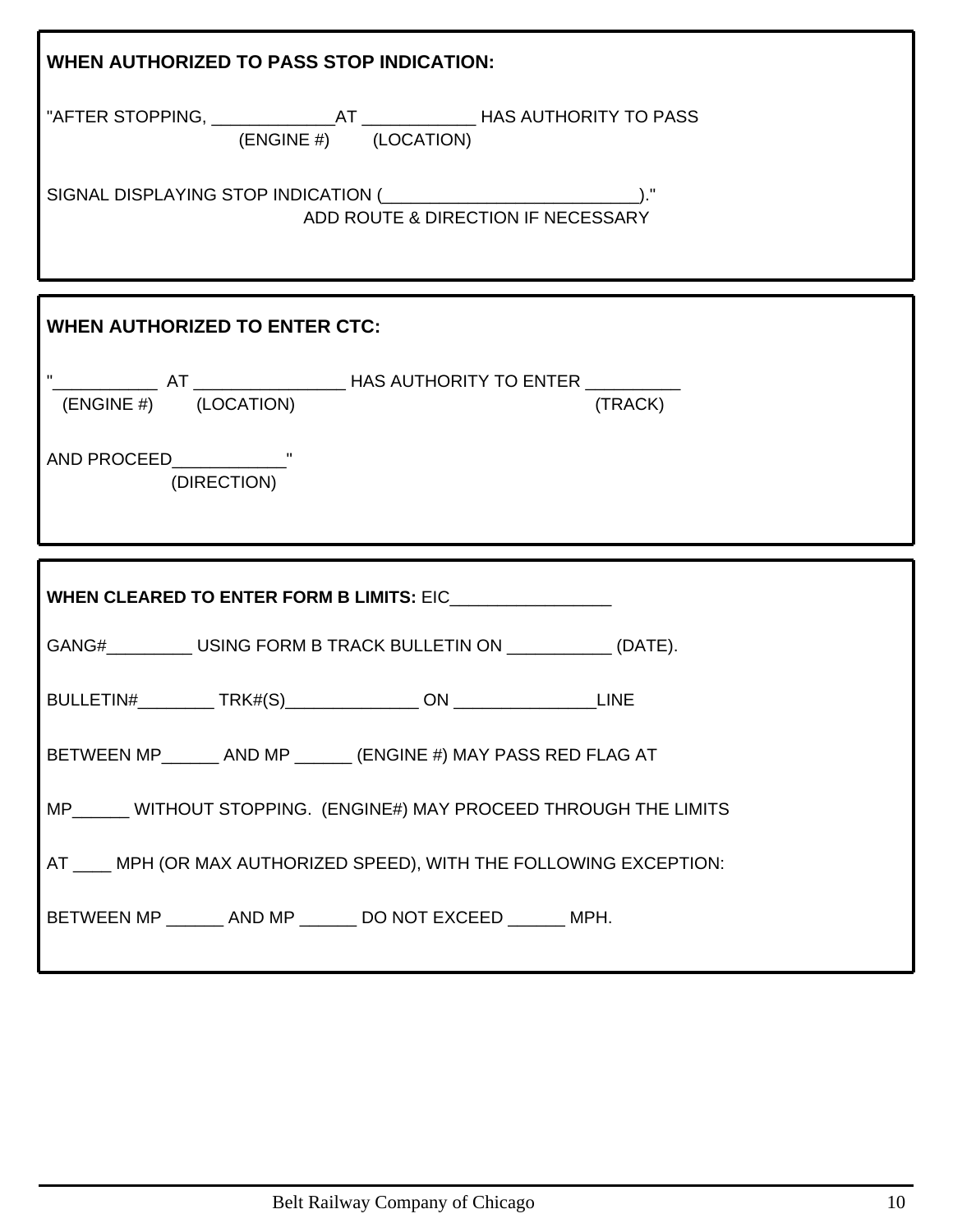**WHEN AUTHORIZED TO PASS STOP INDICATION:**

"AFTER STOPPING, _____________AT ____________ HAS AUTHORITY TO PASS
(ENGINE #)        (LOCATION)

SIGNAL DISPLAYING STOP INDICATION (___________________________)."
ADD ROUTE & DIRECTION IF NECESSARY

**WHEN AUTHORIZED TO ENTER CTC:**

"___________  AT ________________ HAS AUTHORITY TO ENTER __________
(ENGINE #)        (LOCATION)        (TRACK)

AND PROCEED____________"
(DIRECTION)

**WHEN CLEARED TO ENTER FORM B LIMITS:** EIC_________________

GANG#_________ USING FORM B TRACK BULLETIN ON ___________ (DATE).

BULLETIN#________ TRK#(S)______________ ON _______________LINE

BETWEEN MP______ AND MP ______ (ENGINE #) MAY PASS RED FLAG AT

MP______ WITHOUT STOPPING.  (ENGINE#) MAY PROCEED THROUGH THE LIMITS

AT ____ MPH (OR MAX AUTHORIZED SPEED), WITH THE FOLLOWING EXCEPTION:

BETWEEN MP ______ AND MP ______ DO NOT EXCEED ______ MPH.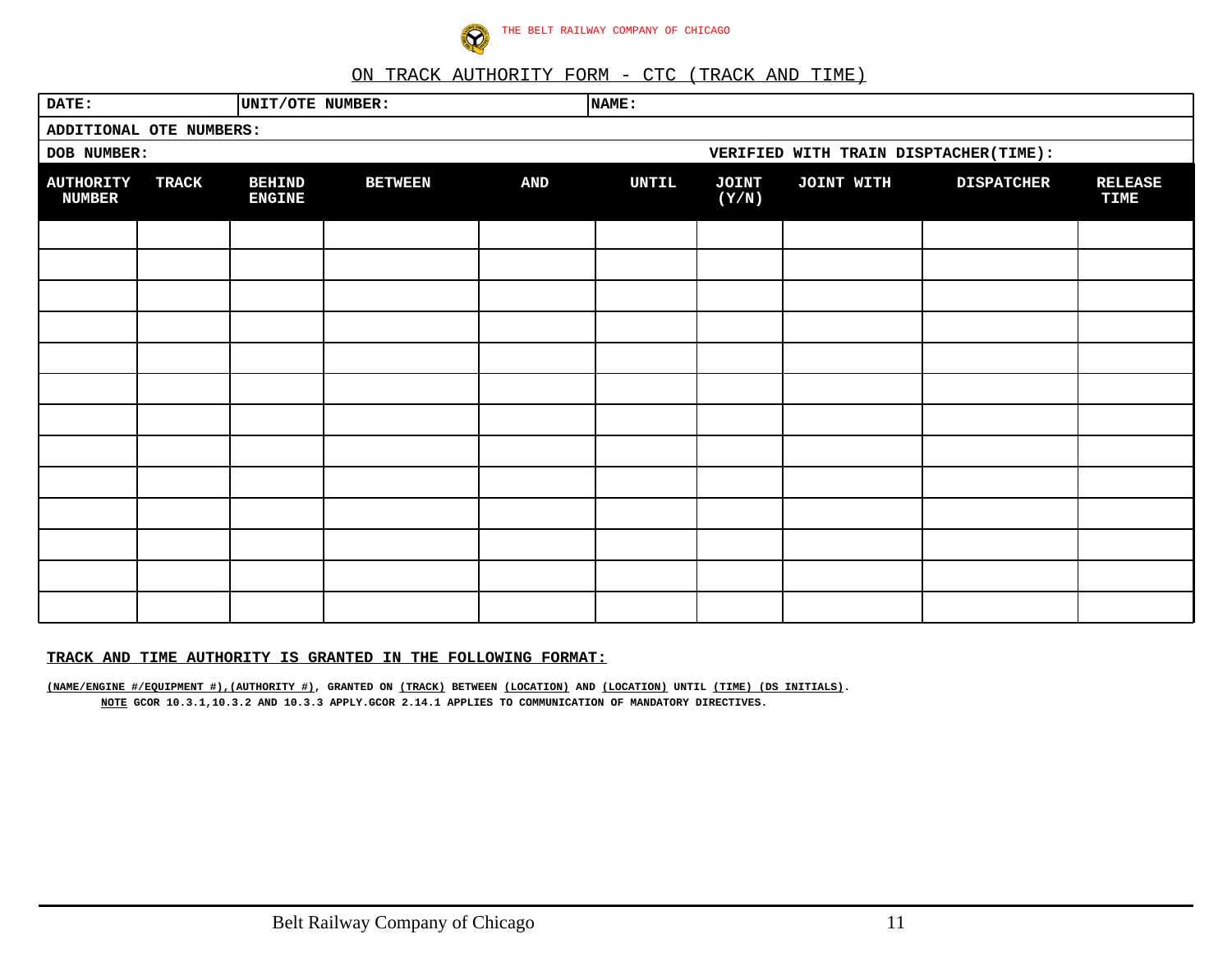THE BELT RAILWAY COMPANY OF CHICAGO

## ON TRACK AUTHORITY FORM - CTC (TRACK AND TIME)

| | | |
|---|---|---|
| DATE: | UNIT/OTE NUMBER: | NAME: |
| ADDITIONAL OTE NUMBERS: | | |
| DOB NUMBER: | | VERIFIED WITH TRAIN DISPTACHER(TIME): |

| AUTHORITY NUMBER | TRACK | BEHIND ENGINE | BETWEEN | AND | UNTIL | JOINT (Y/N) | JOINT WITH | DISPATCHER | RELEASE TIME |
|---|---|---|---|---|---|---|---|---|---|
| | | | | | | | | | |
| | | | | | | | | | |
| | | | | | | | | | |
| | | | | | | | | | |
| | | | | | | | | | |
| | | | | | | | | | |
| | | | | | | | | | |
| | | | | | | | | | |
| | | | | | | | | | |
| | | | | | | | | | |
| | | | | | | | | | |
| | | | | | | | | | |
| | | | | | | | | | |

**TRACK AND TIME AUTHORITY IS GRANTED IN THE FOLLOWING FORMAT:**

**(NAME/ENGINE #/EQUIPMENT #),(AUTHORITY #), GRANTED ON (TRACK) BETWEEN (LOCATION) AND (LOCATION) UNTIL (TIME) (DS INITIALS).**

**NOTE GCOR 10.3.1,10.3.2 AND 10.3.3 APPLY.GCOR 2.14.1 APPLIES TO COMMUNICATION OF MANDATORY DIRECTIVES.**